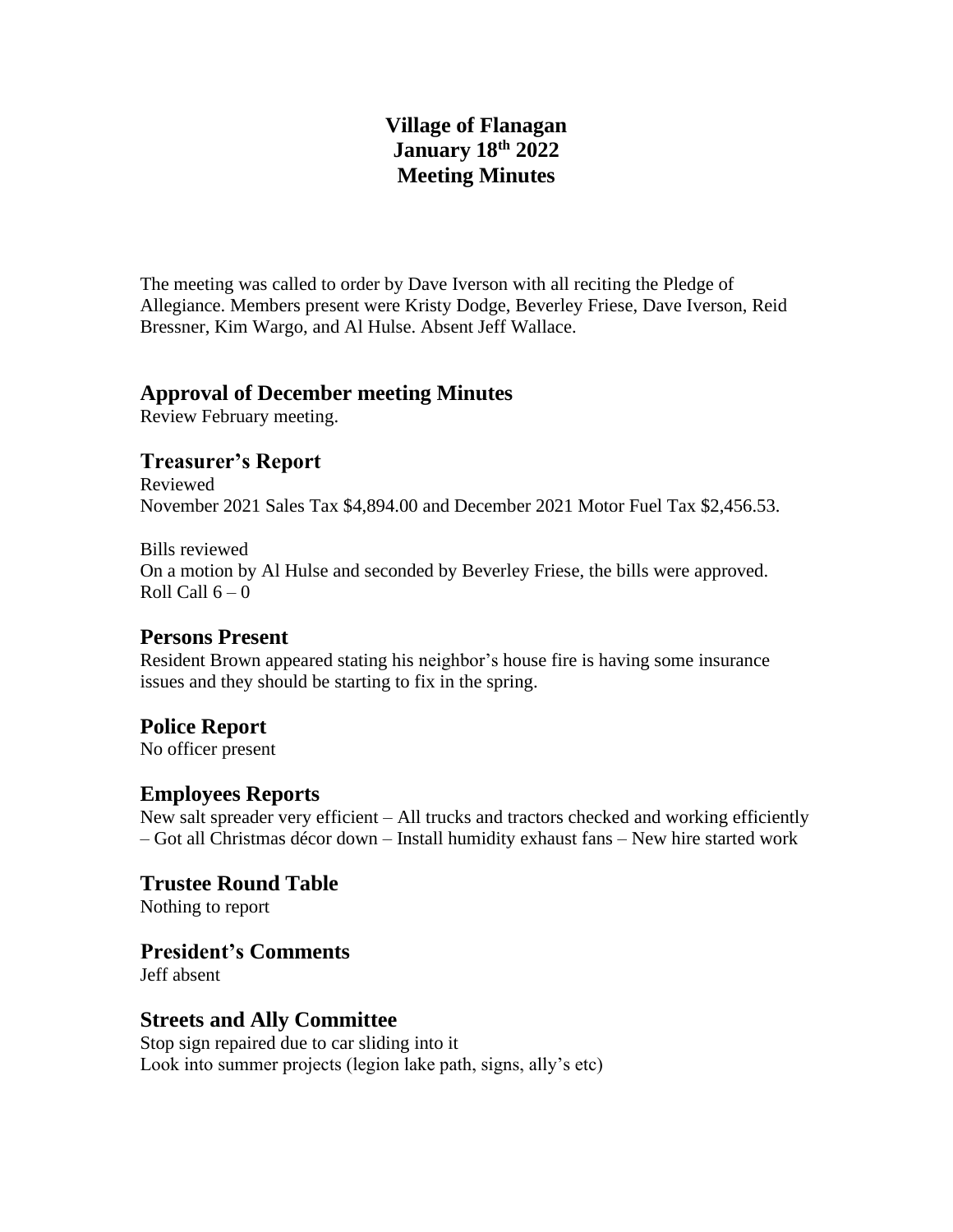# Village of Flanagan
# January 18th 2022
# Meeting Minutes

The meeting was called to order by Dave Iverson with all reciting the Pledge of Allegiance. Members present were Kristy Dodge, Beverley Friese, Dave Iverson, Reid Bressner, Kim Wargo, and Al Hulse. Absent Jeff Wallace.

## Approval of December meeting Minutes

Review February meeting.

## Treasurer's Report

Reviewed
November 2021 Sales Tax $4,894.00 and December 2021 Motor Fuel Tax $2,456.53.

Bills reviewed
On a motion by Al Hulse and seconded by Beverley Friese, the bills were approved.
Roll Call 6 – 0

## Persons Present

Resident Brown appeared stating his neighbor's house fire is having some insurance issues and they should be starting to fix in the spring.

## Police Report

No officer present

## Employees Reports

New salt spreader very efficient – All trucks and tractors checked and working efficiently – Got all Christmas décor down – Install humidity exhaust fans – New hire started work

## Trustee Round Table

Nothing to report

## President's Comments

Jeff absent

## Streets and Ally Committee

Stop sign repaired due to car sliding into it
Look into summer projects (legion lake path, signs, ally's etc)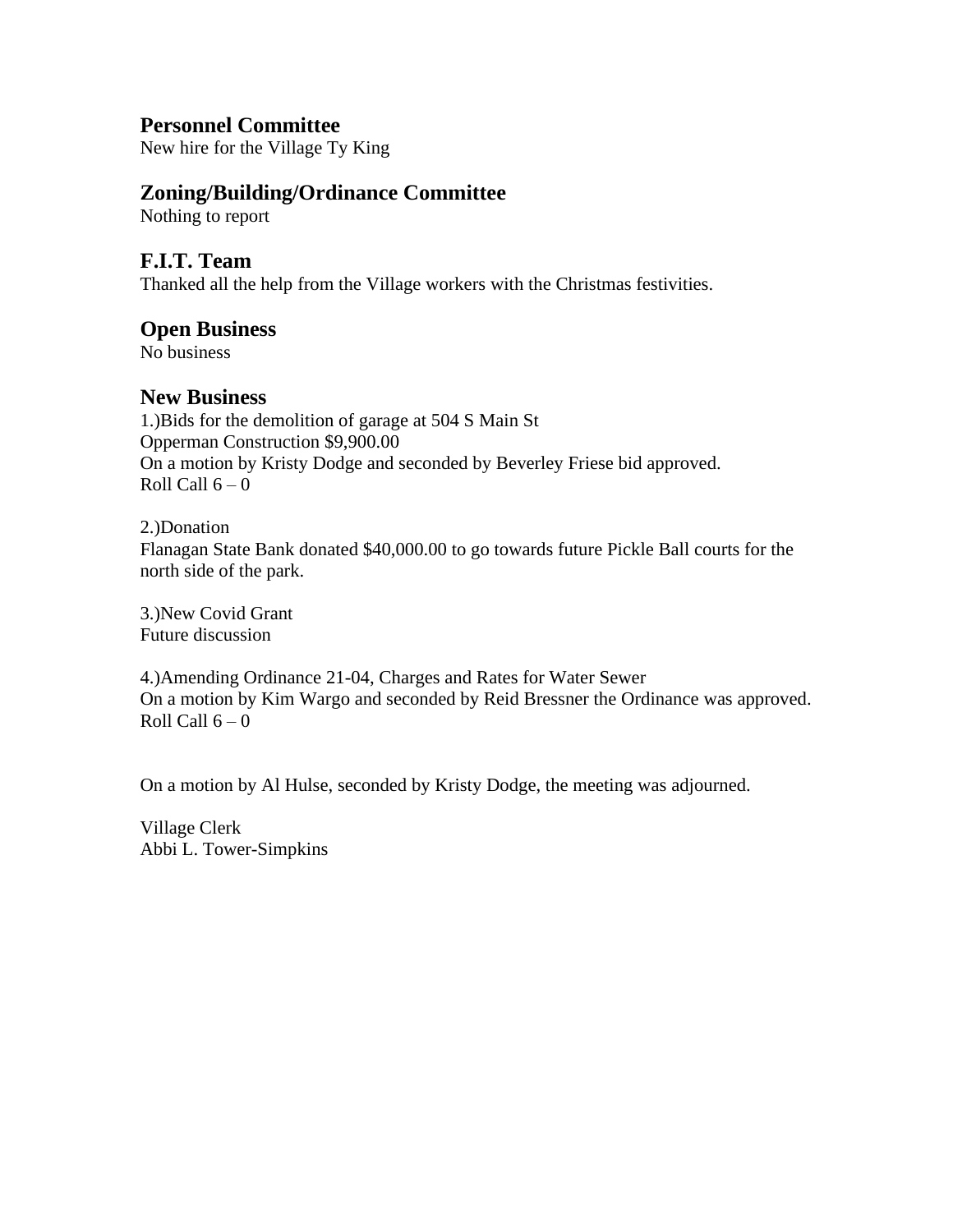## Personnel Committee

New hire for the Village Ty King

## Zoning/Building/Ordinance Committee

Nothing to report

## F.I.T. Team

Thanked all the help from the Village workers with the Christmas festivities.

## Open Business

No business

## New Business

1.)Bids for the demolition of garage at 504 S Main St
Opperman Construction $9,900.00
On a motion by Kristy Dodge and seconded by Beverley Friese bid approved.
Roll Call 6 – 0

2.)Donation
Flanagan State Bank donated $40,000.00 to go towards future Pickle Ball courts for the north side of the park.

3.)New Covid Grant
Future discussion

4.)Amending Ordinance 21-04, Charges and Rates for Water Sewer
On a motion by Kim Wargo and seconded by Reid Bressner the Ordinance was approved.
Roll Call 6 – 0

On a motion by Al Hulse, seconded by Kristy Dodge, the meeting was adjourned.

Village Clerk
Abbi L. Tower-Simpkins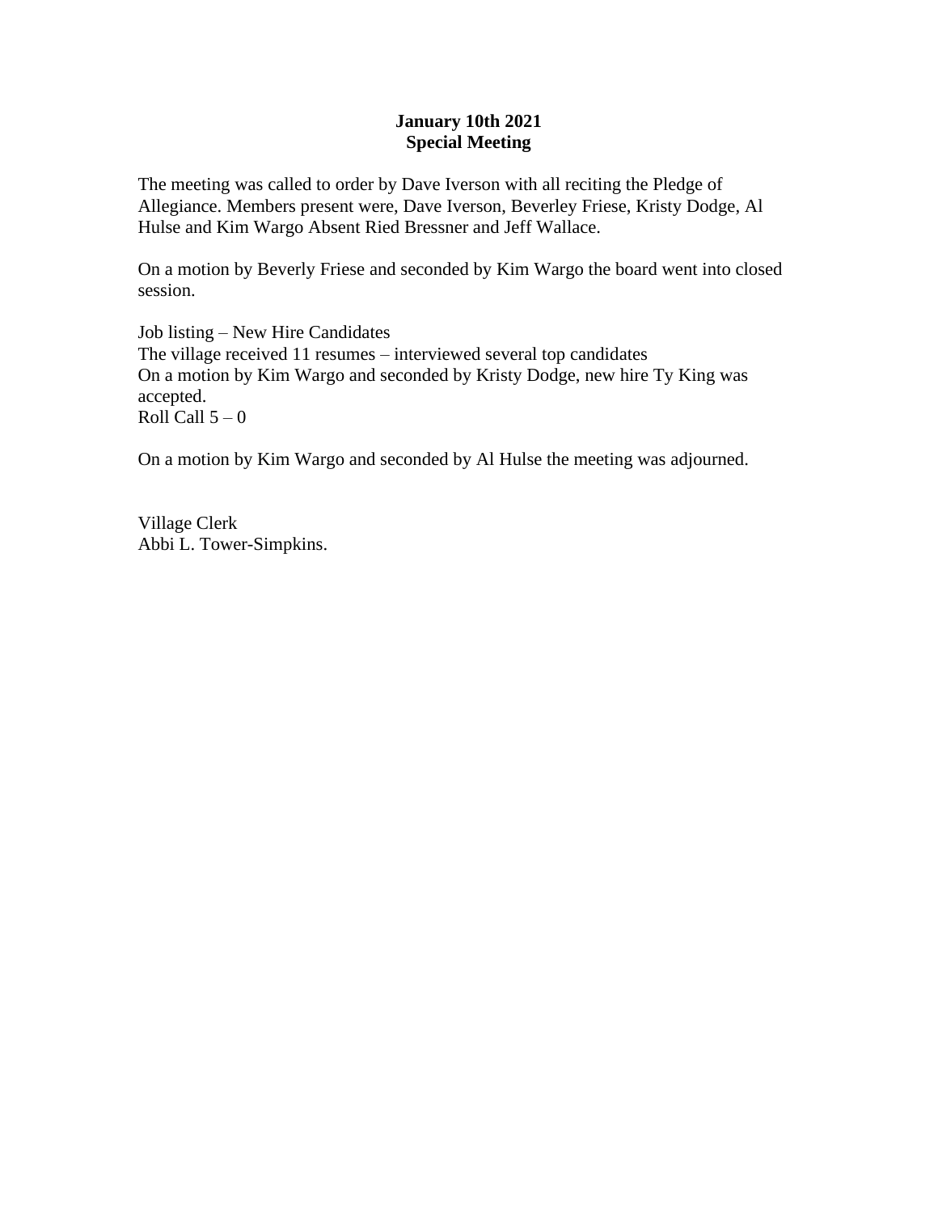**January 10th 2021**
**Special Meeting**

The meeting was called to order by Dave Iverson with all reciting the Pledge of Allegiance. Members present were, Dave Iverson, Beverley Friese, Kristy Dodge, Al Hulse and Kim Wargo Absent Ried Bressner and Jeff Wallace.

On a motion by Beverly Friese and seconded by Kim Wargo the board went into closed session.

Job listing – New Hire Candidates
The village received 11 resumes – interviewed several top candidates
On a motion by Kim Wargo and seconded by Kristy Dodge, new hire Ty King was accepted.
Roll Call 5 – 0

On a motion by Kim Wargo and seconded by Al Hulse the meeting was adjourned.

Village Clerk
Abbi L. Tower-Simpkins.